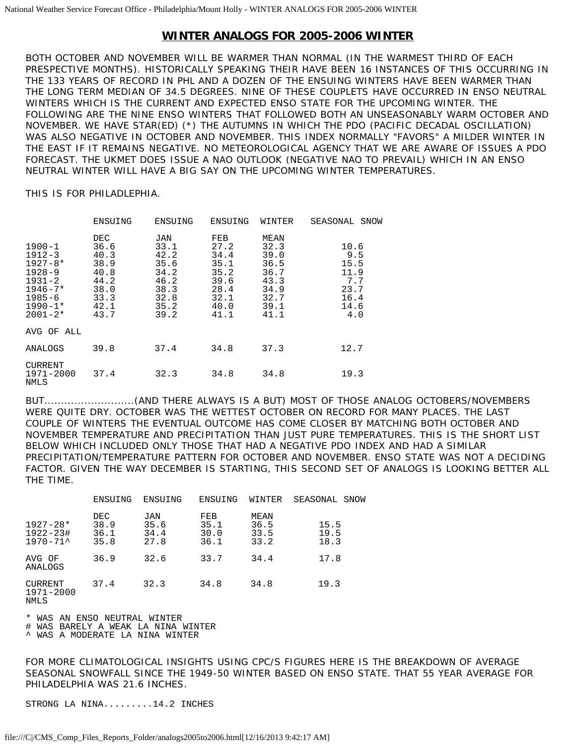# WINTER ANALOGS FOR 2005-2006 WINTER

BOTH OCTOBER AND NOVEMBER WILL BE WARMER THAN NORMAL (IN THE WARMEST THIRD OF EACH PRESPECTIVE MONTHS). HISTORICALLY SPEAKING THEIR HAVE BEEN 16 INSTANCES OF THIS OCCURRING IN THE 133 YEARS OF RECORD IN PHL AND A DOZEN OF THE ENSUING WINTERS HAVE BEEN WARMER THAN THE LONG TERM MEDIAN OF 34.5 DEGREES. NINE OF THESE COUPLETS HAVE OCCURRED IN ENSO NEUTRAL WINTERS WHICH IS THE CURRENT AND EXPECTED ENSO STATE FOR THE UPCOMING WINTER. THE FOLLOWING ARE THE NINE ENSO WINTERS THAT FOLLOWED BOTH AN UNSEASONABLY WARM OCTOBER AND NOVEMBER. WE HAVE STAR(ED) (*) THE AUTUMNS IN WHICH THE PDO (PACIFIC DECADAL OSCILLATION) WAS ALSO NEGATIVE IN OCTOBER AND NOVEMBER. THIS INDEX NORMALLY "FAVORS" A MILDER WINTER IN THE EAST IF IT REMAINS NEGATIVE. NO METEOROLOGICAL AGENCY THAT WE ARE AWARE OF ISSUES A PDO FORECAST. THE UKMET DOES ISSUE A NAO OUTLOOK (NEGATIVE NAO TO PREVAIL) WHICH IN AN ENSO NEUTRAL WINTER WILL HAVE A BIG SAY ON THE UPCOMING WINTER TEMPERATURES.

THIS IS FOR PHILADELPHIA.

| | ENSUING DEC | ENSUING JAN | ENSUING FEB | WINTER MEAN | SEASONAL SNOW |
|---|---|---|---|---|---|
| 1900-1 | 36.6 | 33.1 | 27.2 | 32.3 | 10.6 |
| 1912-3 | 40.3 | 42.2 | 34.4 | 39.0 | 9.5 |
| 1927-8* | 38.9 | 35.6 | 35.1 | 36.5 | 15.5 |
| 1928-9 | 40.8 | 34.2 | 35.2 | 36.7 | 11.9 |
| 1931-2 | 44.2 | 46.2 | 39.6 | 43.3 | 7.7 |
| 1946-7* | 38.0 | 38.3 | 28.4 | 34.9 | 23.7 |
| 1985-6 | 33.3 | 32.8 | 32.1 | 32.7 | 16.4 |
| 1990-1* | 42.1 | 35.2 | 40.0 | 39.1 | 14.6 |
| 2001-2* | 43.7 | 39.2 | 41.1 | 41.1 | 4.0 |
| AVG OF ALL ANALOGS | 39.8 | 37.4 | 34.8 | 37.3 | 12.7 |
| CURRENT 1971-2000 NMLS | 37.4 | 32.3 | 34.8 | 34.8 | 19.3 |

BUT..........................(AND THERE ALWAYS IS A BUT) MOST OF THOSE ANALOG OCTOBERS/NOVEMBERS WERE QUITE DRY. OCTOBER WAS THE WETTEST OCTOBER ON RECORD FOR MANY PLACES. THE LAST COUPLE OF WINTERS THE EVENTUAL OUTCOME HAS COME CLOSER BY MATCHING BOTH OCTOBER AND NOVEMBER TEMPERATURE AND PRECIPITATION THAN JUST PURE TEMPERATURES. THIS IS THE SHORT LIST BELOW WHICH INCLUDED ONLY THOSE THAT HAD A NEGATIVE PDO INDEX AND HAD A SIMILAR PRECIPITATION/TEMPERATURE PATTERN FOR OCTOBER AND NOVEMBER. ENSO STATE WAS NOT A DECIDING FACTOR. GIVEN THE WAY DECEMBER IS STARTING, THIS SECOND SET OF ANALOGS IS LOOKING BETTER ALL THE TIME.

| | ENSUING DEC | ENSUING JAN | ENSUING FEB | WINTER MEAN | SEASONAL SNOW |
|---|---|---|---|---|---|
| 1927-28* | 38.9 | 35.6 | 35.1 | 36.5 | 15.5 |
| 1922-23# | 36.1 | 34.4 | 30.0 | 33.5 | 19.5 |
| 1970-71^ | 35.8 | 27.8 | 36.1 | 33.2 | 18.3 |
| AVG OF ANALOGS | 36.9 | 32.6 | 33.7 | 34.4 | 17.8 |
| CURRENT 1971-2000 NMLS | 37.4 | 32.3 | 34.8 | 34.8 | 19.3 |

\* WAS AN ENSO NEUTRAL WINTER
\# WAS BARELY A WEAK LA NINA WINTER
^ WAS A MODERATE LA NINA WINTER

FOR MORE CLIMATOLOGICAL INSIGHTS USING CPC/S FIGURES HERE IS THE BREAKDOWN OF AVERAGE SEASONAL SNOWFALL SINCE THE 1949-50 WINTER BASED ON ENSO STATE. THAT 55 YEAR AVERAGE FOR PHILADELPHIA WAS 21.6 INCHES.

STRONG LA NINA.........14.2 INCHES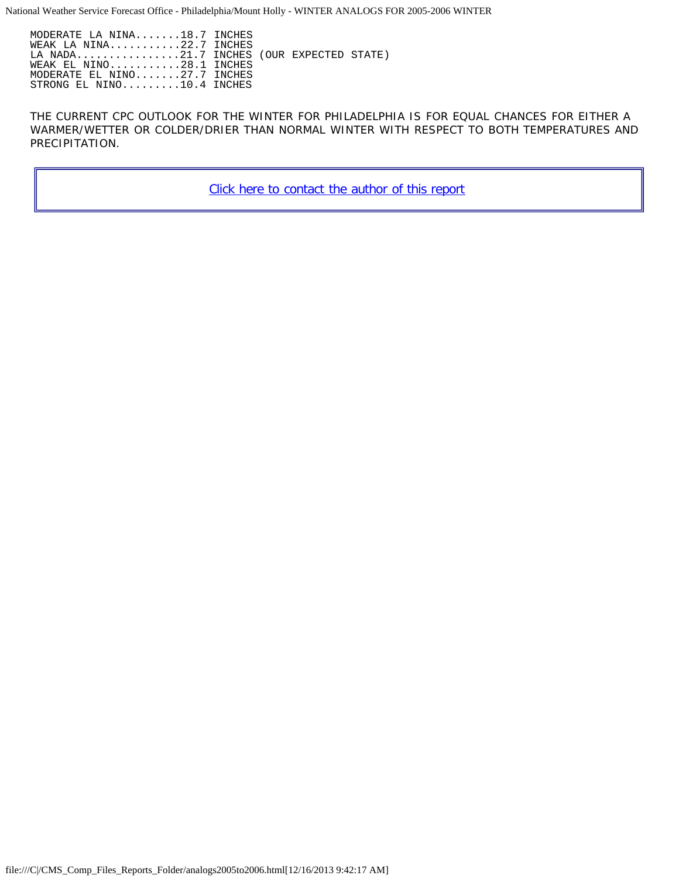```
MODERATE LA NINA.......18.7 INCHES
WEAK LA NINA...........22.7 INCHES
LA NADA................21.7 INCHES (OUR EXPECTED STATE)
WEAK EL NINO...........28.1 INCHES
MODERATE EL NINO.......27.7 INCHES
STRONG EL NINO.........10.4 INCHES
```

THE CURRENT CPC OUTLOOK FOR THE WINTER FOR PHILADELPHIA IS FOR EQUAL CHANCES FOR EITHER A WARMER/WETTER OR COLDER/DRIER THAN NORMAL WINTER WITH RESPECT TO BOTH TEMPERATURES AND PRECIPITATION.

Click here to contact the author of this report